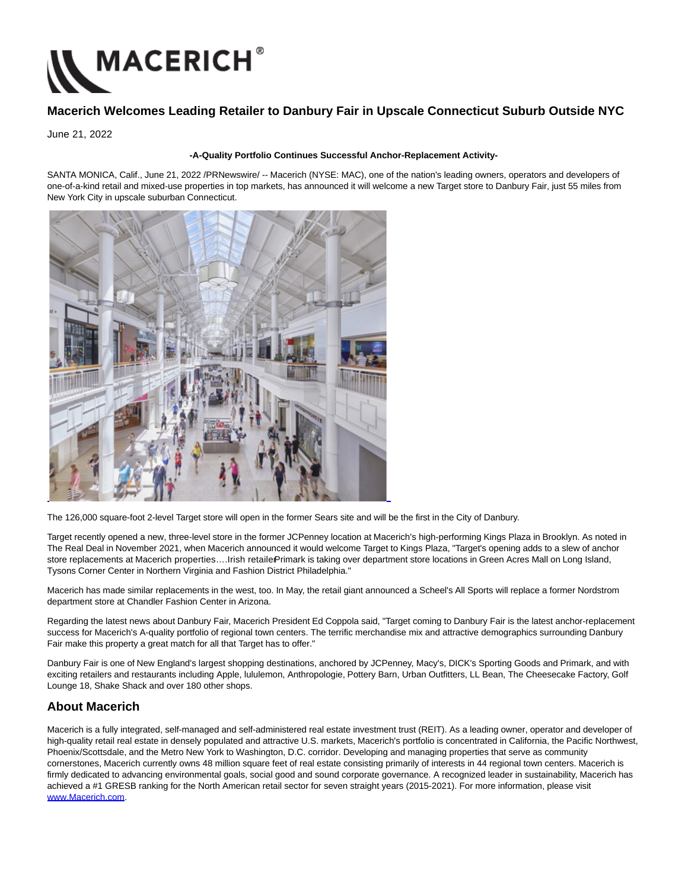# Macerich Welcomes Leading Retailer to Danbury Fair in Upscale Connecticut Suburb Outside NYC

June 21, 2022

**-A-Quality Portfolio Continues Successful Anchor-Replacement Activity-**

SANTA MONICA, Calif., June 21, 2022 /PRNewswire/ -- Macerich (NYSE: MAC), one of the nation's leading owners, operators and developers of one-of-a-kind retail and mixed-use properties in top markets, has announced it will welcome a new Target store to Danbury Fair, just 55 miles from New York City in upscale suburban Connecticut.

The 126,000 square-foot 2-level Target store will open in the former Sears site and will be the first in the City of Danbury.

Target recently opened a new, three-level store in the former JCPenney location at Macerich's high-performing Kings Plaza in Brooklyn. As noted in The Real Deal in November 2021, when Macerich announced it would welcome Target to Kings Plaza, "Target's opening adds to a slew of anchor store replacements at Macerich properties….Irish retailer Primark is taking over department store locations in Green Acres Mall on Long Island, Tysons Corner Center in Northern Virginia and Fashion District Philadelphia."

Macerich has made similar replacements in the west, too. In May, the retail giant announced a Scheel's All Sports will replace a former Nordstrom department store at Chandler Fashion Center in Arizona.

Regarding the latest news about Danbury Fair, Macerich President Ed Coppola said, "Target coming to Danbury Fair is the latest anchor-replacement success for Macerich's A-quality portfolio of regional town centers. The terrific merchandise mix and attractive demographics surrounding Danbury Fair make this property a great match for all that Target has to offer."

Danbury Fair is one of New England's largest shopping destinations, anchored by JCPenney, Macy's, DICK's Sporting Goods and Primark, and with exciting retailers and restaurants including Apple, lululemon, Anthropologie, Pottery Barn, Urban Outfitters, LL Bean, The Cheesecake Factory, Golf Lounge 18, Shake Shack and over 180 other shops.

## About Macerich

Macerich is a fully integrated, self-managed and self-administered real estate investment trust (REIT). As a leading owner, operator and developer of high-quality retail real estate in densely populated and attractive U.S. markets, Macerich's portfolio is concentrated in California, the Pacific Northwest, Phoenix/Scottsdale, and the Metro New York to Washington, D.C. corridor. Developing and managing properties that serve as community cornerstones, Macerich currently owns 48 million square feet of real estate consisting primarily of interests in 44 regional town centers. Macerich is firmly dedicated to advancing environmental goals, social good and sound corporate governance. A recognized leader in sustainability, Macerich has achieved a #1 GRESB ranking for the North American retail sector for seven straight years (2015-2021). For more information, please visit www.Macerich.com.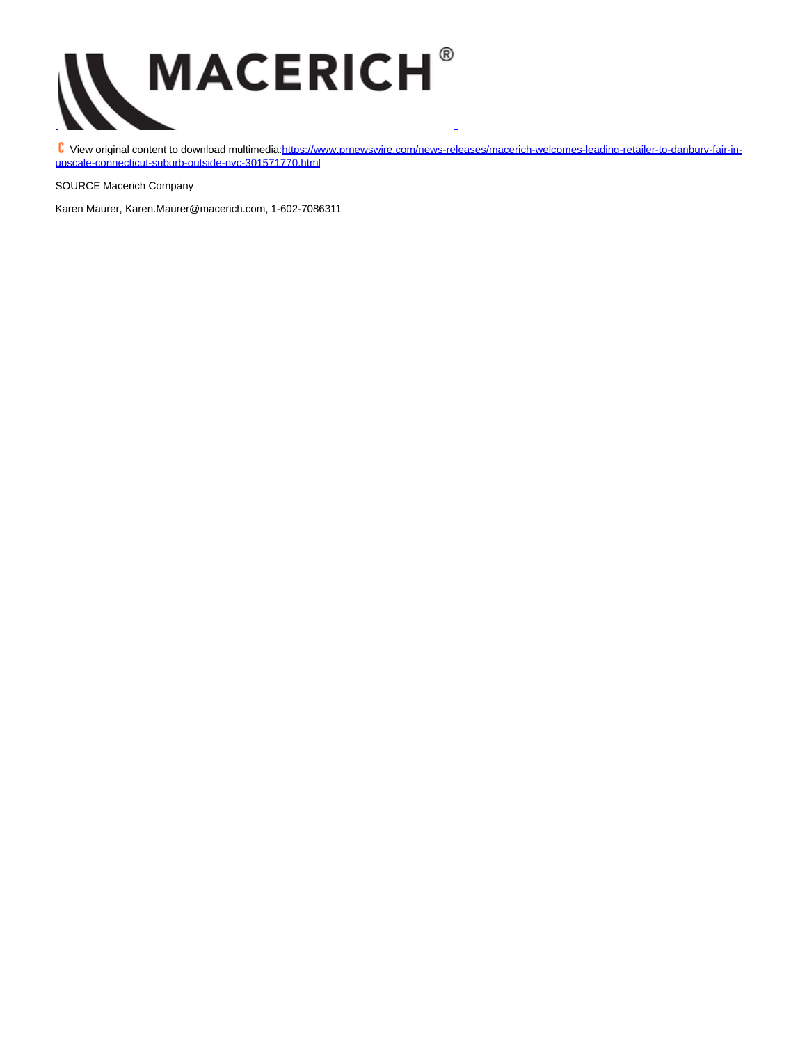View original content to download multimedia:https://www.prnewswire.com/news-releases/macerich-welcomes-leading-retailer-to-danbury-fair-in-upscale-connecticut-suburb-outside-nyc-301571770.html

SOURCE Macerich Company

Karen Maurer, Karen.Maurer@macerich.com, 1-602-7086311